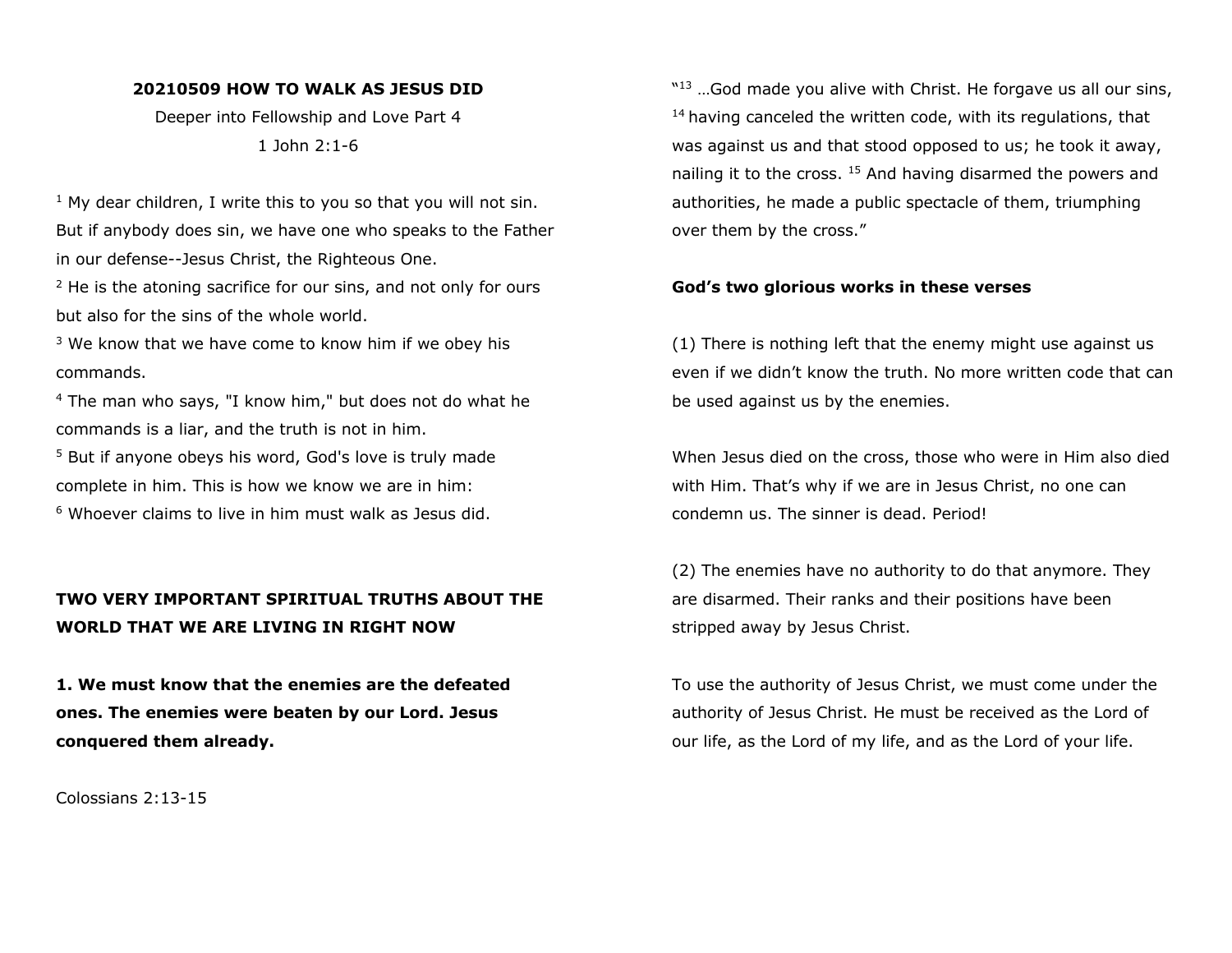**20210509 HOW TO WALK AS JESUS DID**

Deeper into Fellowship and Love Part 4

1 John 2:1-6

[1] My dear children, I write this to you so that you will not sin. But if anybody does sin, we have one who speaks to the Father in our defense--Jesus Christ, the Righteous One.
[2] He is the atoning sacrifice for our sins, and not only for ours but also for the sins of the whole world.
[3] We know that we have come to know him if we obey his commands.
[4] The man who says, "I know him," but does not do what he commands is a liar, and the truth is not in him.
[5] But if anyone obeys his word, God's love is truly made complete in him. This is how we know we are in him:
[6] Whoever claims to live in him must walk as Jesus did.

**TWO VERY IMPORTANT SPIRITUAL TRUTHS ABOUT THE WORLD THAT WE ARE LIVING IN RIGHT NOW**

**1. We must know that the enemies are the defeated ones. The enemies were beaten by our Lord. Jesus conquered them already.**

Colossians 2:13-15

"[13] …God made you alive with Christ. He forgave us all our sins, [14] having canceled the written code, with its regulations, that was against us and that stood opposed to us; he took it away, nailing it to the cross. [15] And having disarmed the powers and authorities, he made a public spectacle of them, triumphing over them by the cross."

**God's two glorious works in these verses**

(1) There is nothing left that the enemy might use against us even if we didn't know the truth. No more written code that can be used against us by the enemies.

When Jesus died on the cross, those who were in Him also died with Him. That's why if we are in Jesus Christ, no one can condemn us. The sinner is dead. Period!

(2) The enemies have no authority to do that anymore. They are disarmed. Their ranks and their positions have been stripped away by Jesus Christ.

To use the authority of Jesus Christ, we must come under the authority of Jesus Christ. He must be received as the Lord of our life, as the Lord of my life, and as the Lord of your life.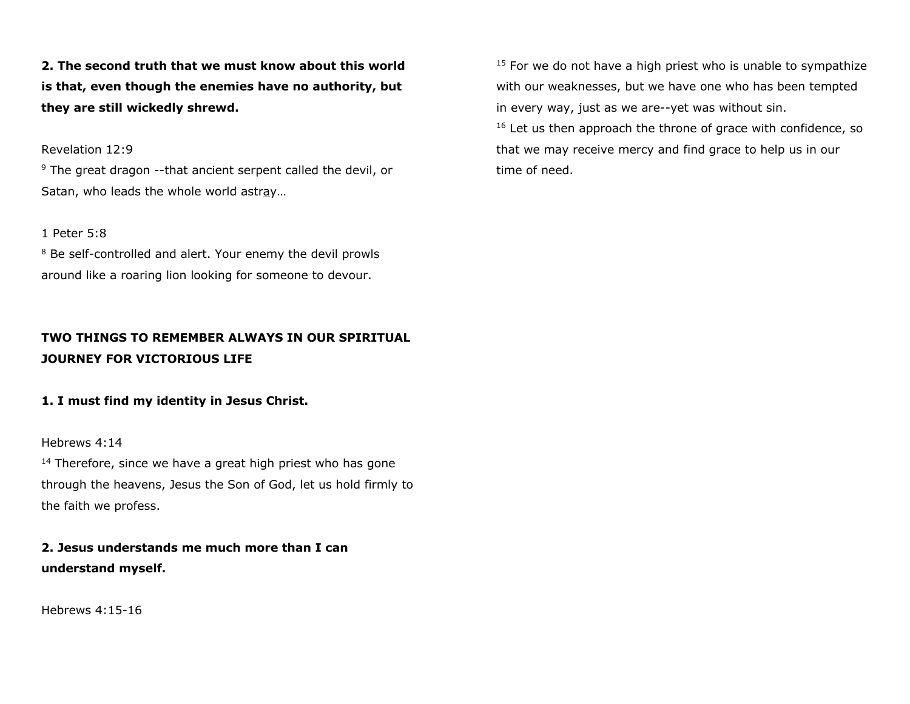**2. The second truth that we must know about this world is that, even though the enemies have no authority, but they are still wickedly shrewd.**

Revelation 12:9

[9] The great dragon --that ancient serpent called the devil, or Satan, who leads the whole world astray…

1 Peter 5:8

[8] Be self-controlled and alert. Your enemy the devil prowls around like a roaring lion looking for someone to devour.

**TWO THINGS TO REMEMBER ALWAYS IN OUR SPIRITUAL JOURNEY FOR VICTORIOUS LIFE**

**1. I must find my identity in Jesus Christ.**

Hebrews 4:14

[14] Therefore, since we have a great high priest who has gone through the heavens, Jesus the Son of God, let us hold firmly to the faith we profess.

**2. Jesus understands me much more than I can understand myself.**

Hebrews 4:15-16

[15] For we do not have a high priest who is unable to sympathize with our weaknesses, but we have one who has been tempted in every way, just as we are--yet was without sin.

[16] Let us then approach the throne of grace with confidence, so that we may receive mercy and find grace to help us in our time of need.